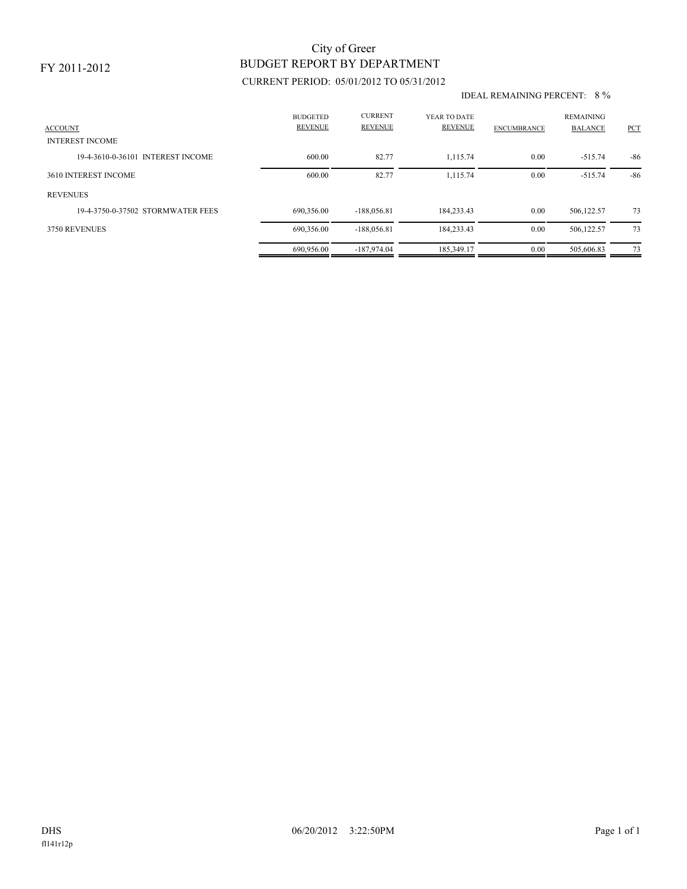FY 2011-2012

# City of Greer

## BUDGET REPORT BY DEPARTMENT

CURRENT PERIOD: 05/01/2012 TO 05/31/2012

IDEAL REMAINING PERCENT: 8 %

| ACCOUNT | BUDGETED REVENUE | CURRENT REVENUE | YEAR TO DATE REVENUE | ENCUMBRANCE | REMAINING BALANCE | PCT |
|---|---|---|---|---|---|---|
| INTEREST INCOME | | | | | | |
| 19-4-3610-0-36101 INTEREST INCOME | 600.00 | 82.77 | 1,115.74 | 0.00 | -515.74 | -86 |
| 3610 INTEREST INCOME | 600.00 | 82.77 | 1,115.74 | 0.00 | -515.74 | -86 |
| REVENUES | | | | | | |
| 19-4-3750-0-37502 STORMWATER FEES | 690,356.00 | -188,056.81 | 184,233.43 | 0.00 | 506,122.57 | 73 |
| 3750 REVENUES | 690,356.00 | -188,056.81 | 184,233.43 | 0.00 | 506,122.57 | 73 |
| | 690,956.00 | -187,974.04 | 185,349.17 | 0.00 | 505,606.83 | 73 |

DHS 06/20/2012 3:22:50PM

fl141r12p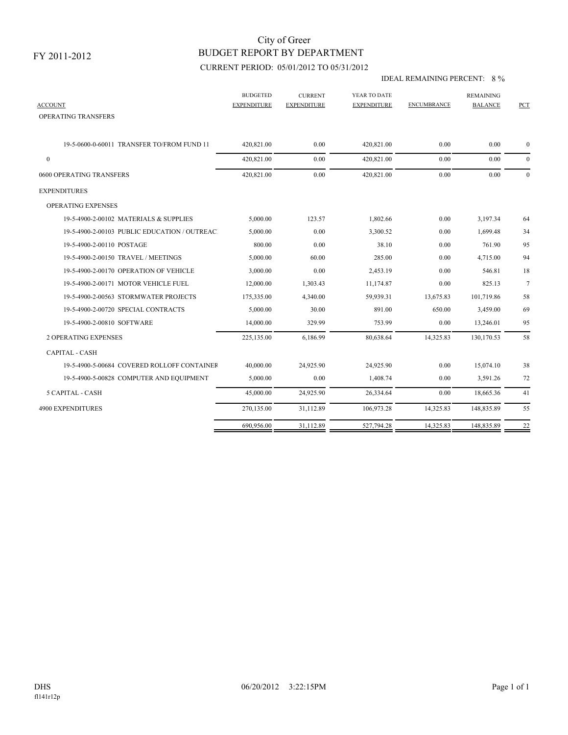FY 2011-2012

# City of Greer
## BUDGET REPORT BY DEPARTMENT
### CURRENT PERIOD: 05/01/2012 TO 05/31/2012

IDEAL REMAINING PERCENT: 8 %

| ACCOUNT | BUDGETED EXPENDITURE | CURRENT EXPENDITURE | YEAR TO DATE EXPENDITURE | ENCUMBRANCE | REMAINING BALANCE | PCT |
|---|---|---|---|---|---|---|
| OPERATING TRANSFERS | | | | | | |
| 19-5-0600-0-60011 TRANSFER TO/FROM FUND 11 | 420,821.00 | 0.00 | 420,821.00 | 0.00 | 0.00 | 0 |
| 0 | 420,821.00 | 0.00 | 420,821.00 | 0.00 | 0.00 | 0 |
| 0600 OPERATING TRANSFERS | 420,821.00 | 0.00 | 420,821.00 | 0.00 | 0.00 | 0 |
| EXPENDITURES | | | | | | |
| OPERATING EXPENSES | | | | | | |
| 19-5-4900-2-00102 MATERIALS & SUPPLIES | 5,000.00 | 123.57 | 1,802.66 | 0.00 | 3,197.34 | 64 |
| 19-5-4900-2-00103 PUBLIC EDUCATION / OUTREAC | 5,000.00 | 0.00 | 3,300.52 | 0.00 | 1,699.48 | 34 |
| 19-5-4900-2-00110 POSTAGE | 800.00 | 0.00 | 38.10 | 0.00 | 761.90 | 95 |
| 19-5-4900-2-00150 TRAVEL / MEETINGS | 5,000.00 | 60.00 | 285.00 | 0.00 | 4,715.00 | 94 |
| 19-5-4900-2-00170 OPERATION OF VEHICLE | 3,000.00 | 0.00 | 2,453.19 | 0.00 | 546.81 | 18 |
| 19-5-4900-2-00171 MOTOR VEHICLE FUEL | 12,000.00 | 1,303.43 | 11,174.87 | 0.00 | 825.13 | 7 |
| 19-5-4900-2-00563 STORMWATER PROJECTS | 175,335.00 | 4,340.00 | 59,939.31 | 13,675.83 | 101,719.86 | 58 |
| 19-5-4900-2-00720 SPECIAL CONTRACTS | 5,000.00 | 30.00 | 891.00 | 650.00 | 3,459.00 | 69 |
| 19-5-4900-2-00810 SOFTWARE | 14,000.00 | 329.99 | 753.99 | 0.00 | 13,246.01 | 95 |
| 2 OPERATING EXPENSES | 225,135.00 | 6,186.99 | 80,638.64 | 14,325.83 | 130,170.53 | 58 |
| CAPITAL - CASH | | | | | | |
| 19-5-4900-5-00684 COVERED ROLLOFF CONTAINER | 40,000.00 | 24,925.90 | 24,925.90 | 0.00 | 15,074.10 | 38 |
| 19-5-4900-5-00828 COMPUTER AND EQUIPMENT | 5,000.00 | 0.00 | 1,408.74 | 0.00 | 3,591.26 | 72 |
| 5 CAPITAL - CASH | 45,000.00 | 24,925.90 | 26,334.64 | 0.00 | 18,665.36 | 41 |
| 4900 EXPENDITURES | 270,135.00 | 31,112.89 | 106,973.28 | 14,325.83 | 148,835.89 | 55 |
| | 690,956.00 | 31,112.89 | 527,794.28 | 14,325.83 | 148,835.89 | 22 |

DHS 06/20/2012 3:22:15PM

fl141r12p